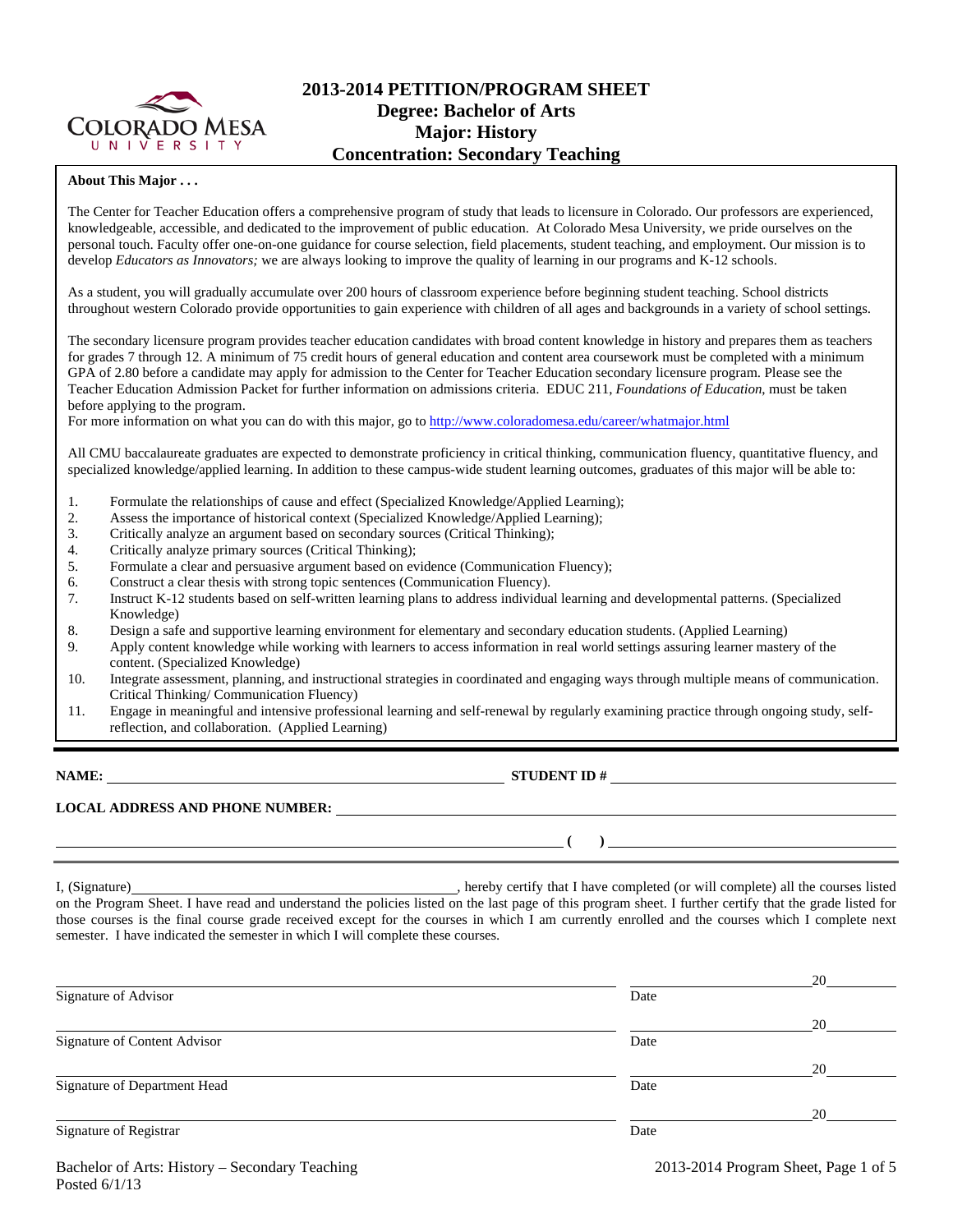# 2013-2014 PETITION/PROGRAM SHEET
## Degree: Bachelor of Arts
## Major: History
## Concentration: Secondary Teaching

**About This Major . . .**

The Center for Teacher Education offers a comprehensive program of study that leads to licensure in Colorado. Our professors are experienced, knowledgeable, accessible, and dedicated to the improvement of public education. At Colorado Mesa University, we pride ourselves on the personal touch. Faculty offer one-on-one guidance for course selection, field placements, student teaching, and employment. Our mission is to develop *Educators as Innovators;* we are always looking to improve the quality of learning in our programs and K-12 schools.

As a student, you will gradually accumulate over 200 hours of classroom experience before beginning student teaching. School districts throughout western Colorado provide opportunities to gain experience with children of all ages and backgrounds in a variety of school settings.

The secondary licensure program provides teacher education candidates with broad content knowledge in history and prepares them as teachers for grades 7 through 12. A minimum of 75 credit hours of general education and content area coursework must be completed with a minimum GPA of 2.80 before a candidate may apply for admission to the Center for Teacher Education secondary licensure program. Please see the Teacher Education Admission Packet for further information on admissions criteria. EDUC 211, *Foundations of Education*, must be taken before applying to the program.
For more information on what you can do with this major, go to http://www.coloradomesa.edu/career/whatmajor.html

All CMU baccalaureate graduates are expected to demonstrate proficiency in critical thinking, communication fluency, quantitative fluency, and specialized knowledge/applied learning. In addition to these campus-wide student learning outcomes, graduates of this major will be able to:

1. Formulate the relationships of cause and effect (Specialized Knowledge/Applied Learning);
2. Assess the importance of historical context (Specialized Knowledge/Applied Learning);
3. Critically analyze an argument based on secondary sources (Critical Thinking);
4. Critically analyze primary sources (Critical Thinking);
5. Formulate a clear and persuasive argument based on evidence (Communication Fluency);
6. Construct a clear thesis with strong topic sentences (Communication Fluency).
7. Instruct K-12 students based on self-written learning plans to address individual learning and developmental patterns. (Specialized Knowledge)
8. Design a safe and supportive learning environment for elementary and secondary education students. (Applied Learning)
9. Apply content knowledge while working with learners to access information in real world settings assuring learner mastery of the content. (Specialized Knowledge)
10. Integrate assessment, planning, and instructional strategies in coordinated and engaging ways through multiple means of communication. Critical Thinking/ Communication Fluency)
11. Engage in meaningful and intensive professional learning and self-renewal by regularly examining practice through ongoing study, self-reflection, and collaboration. (Applied Learning)

---

**NAME:** ______________________________ **STUDENT ID #** ______________________________

**LOCAL ADDRESS AND PHONE NUMBER:** ______________________________

______________________________ **( )** ______________________________

---

I, (Signature)______________________________, hereby certify that I have completed (or will complete) all the courses listed on the Program Sheet. I have read and understand the policies listed on the last page of this program sheet. I further certify that the grade listed for those courses is the final course grade received except for the courses in which I am currently enrolled and the courses which I complete next semester. I have indicated the semester in which I will complete these courses.

______________________________ ______________ 20______
Signature of Advisor Date

______________________________ ______________ 20______
Signature of Content Advisor Date

______________________________ ______________ 20______
Signature of Department Head Date

______________________________ ______________ 20______
Signature of Registrar Date

Bachelor of Arts: History – Secondary Teaching
Posted 6/1/13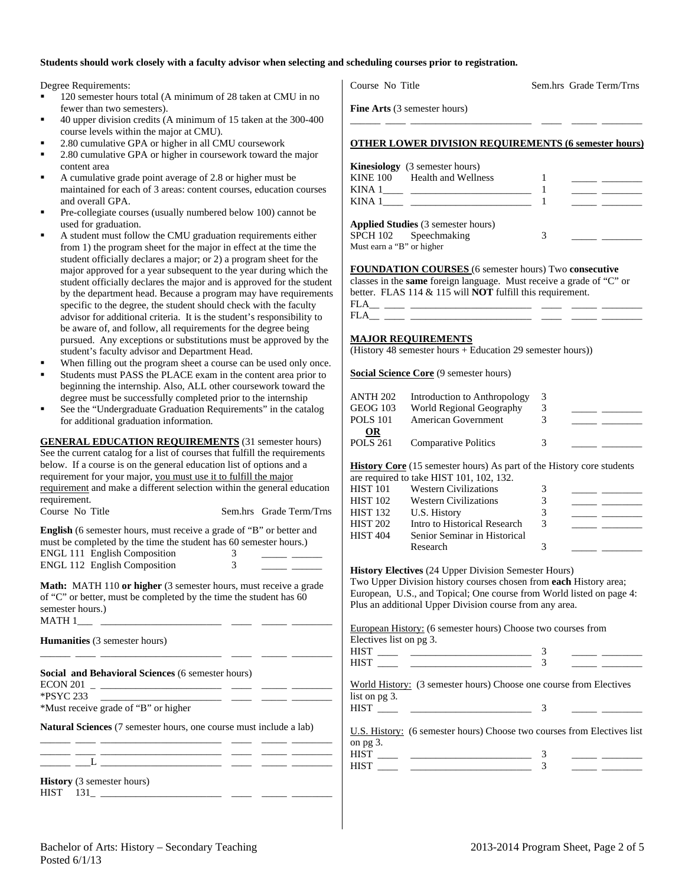**Students should work closely with a faculty advisor when selecting and scheduling courses prior to registration.**

Degree Requirements:

- 120 semester hours total (A minimum of 28 taken at CMU in no fewer than two semesters).
- 40 upper division credits (A minimum of 15 taken at the 300-400 course levels within the major at CMU).
- 2.80 cumulative GPA or higher in all CMU coursework
- 2.80 cumulative GPA or higher in coursework toward the major content area
- A cumulative grade point average of 2.8 or higher must be maintained for each of 3 areas: content courses, education courses and overall GPA.
- Pre-collegiate courses (usually numbered below 100) cannot be used for graduation.
- A student must follow the CMU graduation requirements either from 1) the program sheet for the major in effect at the time the student officially declares a major; or 2) a program sheet for the major approved for a year subsequent to the year during which the student officially declares the major and is approved for the student by the department head. Because a program may have requirements specific to the degree, the student should check with the faculty advisor for additional criteria. It is the student's responsibility to be aware of, and follow, all requirements for the degree being pursued. Any exceptions or substitutions must be approved by the student's faculty advisor and Department Head.
- When filling out the program sheet a course can be used only once.
- Students must PASS the PLACE exam in the content area prior to beginning the internship. Also, ALL other coursework toward the degree must be successfully completed prior to the internship
- See the "Undergraduate Graduation Requirements" in the catalog for additional graduation information.

**GENERAL EDUCATION REQUIREMENTS** (31 semester hours) See the current catalog for a list of courses that fulfill the requirements below. If a course is on the general education list of options and a requirement for your major, you must use it to fulfill the major requirement and make a different selection within the general education requirement.

| Course No | Title | Sem.hrs | Grade | Term/Trns |
|---|---|---|---|---|
| **English** (6 semester hours, must receive a grade of "B" or better and must be completed by the time the student has 60 semester hours.) | | | | |
| ENGL 111 | English Composition | 3 | | |
| ENGL 112 | English Composition | 3 | | |
| **Math:** MATH 110 **or higher** (3 semester hours, must receive a grade of "C" or better, must be completed by the time the student has 60 semester hours.) | | | | |
| MATH 1___ | | | | |
| **Humanities** (3 semester hours) | | | | |
| | | | | |
| **Social and Behavioral Sciences** (6 semester hours) | | | | |
| ECON 201 _ | | | | |
| *PSYC 233 | | | | |
| *Must receive grade of "B" or higher | | | | |
| **Natural Sciences** (7 semester hours, one course must include a lab) | | | | |
| | | | | |
| | | | | |
| ___L | | | | |
| **History** (3 semester hours) | | | | |
| HIST 131_ | | | | |
| **Fine Arts** (3 semester hours) | | | | |
| | | | | |

**OTHER LOWER DIVISION REQUIREMENTS (6 semester hours)**

| Course No | Title | Sem.hrs | Grade | Term/Trns |
|---|---|---|---|---|
| **Kinesiology** (3 semester hours) | | | | |
| KINE 100 | Health and Wellness | 1 | | |
| KINA 1____ | | 1 | | |
| KINA 1____ | | 1 | | |
| **Applied Studies** (3 semester hours) | | | | |
| SPCH 102 | Speechmaking | 3 | | |
| Must earn a "B" or higher | | | | |

**FOUNDATION COURSES** (6 semester hours) Two **consecutive** classes in the **same** foreign language. Must receive a grade of "C" or better. FLAS 114 & 115 will **NOT** fulfill this requirement.

| Course No | Title | Sem.hrs | Grade | Term/Trns |
|---|---|---|---|---|
| FLA__ | | | | |
| FLA__ | | | | |

**MAJOR REQUIREMENTS**
(History 48 semester hours + Education 29 semester hours))

**Social Science Core** (9 semester hours)

| Course No | Title | Sem.hrs | Grade | Term/Trns |
|---|---|---|---|---|
| ANTH 202 | Introduction to Anthropology | 3 | | |
| GEOG 103 | World Regional Geography | 3 | | |
| POLS 101 | American Government | 3 | | |
| **OR** | | | | |
| POLS 261 | Comparative Politics | 3 | | |

**History Core** (15 semester hours) As part of the History core students are required to take HIST 101, 102, 132.

| Course No | Title | Sem.hrs | Grade | Term/Trns |
|---|---|---|---|---|
| HIST 101 | Western Civilizations | 3 | | |
| HIST 102 | Western Civilizations | 3 | | |
| HIST 132 | U.S. History | 3 | | |
| HIST 202 | Intro to Historical Research | 3 | | |
| HIST 404 | Senior Seminar in Historical Research | 3 | | |

**History Electives** (24 Upper Division Semester Hours)
Two Upper Division history courses chosen from **each** History area; European, U.S., and Topical; One course from World listed on page 4: Plus an additional Upper Division course from any area.

European History: (6 semester hours) Choose two courses from Electives list on pg 3.

| Course No | Title | Sem.hrs | Grade | Term/Trns |
|---|---|---|---|---|
| HIST ____ | | 3 | | |
| HIST ____ | | 3 | | |

World History: (3 semester hours) Choose one course from Electives list on pg 3.

| Course No | Title | Sem.hrs | Grade | Term/Trns |
|---|---|---|---|---|
| HIST ____ | | 3 | | |

U.S. History: (6 semester hours) Choose two courses from Electives list on pg 3.

| Course No | Title | Sem.hrs | Grade | Term/Trns |
|---|---|---|---|---|
| HIST ____ | | 3 | | |
| HIST ____ | | 3 | | |

Bachelor of Arts: History – Secondary Teaching
Posted 6/1/13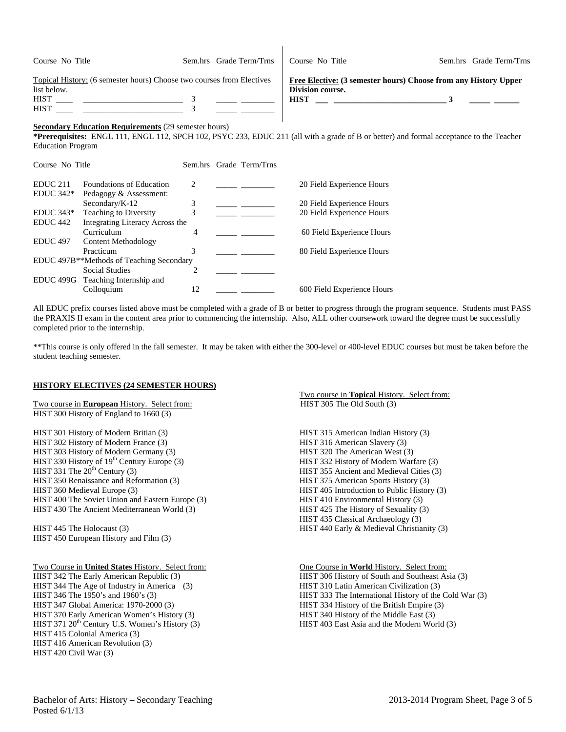| Course No | Title | Sem.hrs | Grade | Term/Trns |
|---|---|---|---|---|

Topical History: (6 semester hours) Choose two courses from Electives list below.

| Course No | Title | Sem.hrs | Grade | Term/Trns |
|---|---|---|---|---|
| HIST ____ | ________________________ | 3 | _____ | ________ |
| HIST ____ | ________________________ | 3 | _____ | ________ |

**Free Elective: (3 semester hours) Choose from any History Upper Division course.**

| Course No | Title | Sem.hrs | Grade | Term/Trns |
|---|---|---|---|---|
| **HIST** ___ | ___________________________ | **3** | _____ | ______ |

**Secondary Education Requirements** (29 semester hours)

**\*Prerequisites:** ENGL 111, ENGL 112, SPCH 102, PSYC 233, EDUC 211 (all with a grade of B or better) and formal acceptance to the Teacher Education Program

| Course No | Title | Sem.hrs | Grade | Term/Trns | |
|---|---|---|---|---|---|
| EDUC 211 | Foundations of Education | 2 | _____ | ________ | 20 Field Experience Hours |
| EDUC 342* | Pedagogy & Assessment: Secondary/K-12 | 3 | _____ | ________ | 20 Field Experience Hours |
| EDUC 343* | Teaching to Diversity | 3 | _____ | ________ | 20 Field Experience Hours |
| EDUC 442 | Integrating Literacy Across the Curriculum | 4 | _____ | ________ | 60 Field Experience Hours |
| EDUC 497 | Content Methodology Practicum | 3 | _____ | ________ | 80 Field Experience Hours |
| EDUC 497B** | Methods of Teaching Secondary Social Studies | 2 | _____ | ________ | |
| EDUC 499G | Teaching Internship and Colloquium | 12 | _____ | ________ | 600 Field Experience Hours |

All EDUC prefix courses listed above must be completed with a grade of B or better to progress through the program sequence. Students must PASS the PRAXIS II exam in the content area prior to commencing the internship. Also, ALL other coursework toward the degree must be successfully completed prior to the internship.

**This course is only offered in the fall semester. It may be taken with either the 300-level or 400-level EDUC courses but must be taken before the student teaching semester.

**HISTORY ELECTIVES (24 SEMESTER HOURS)**

Two course in **European** History. Select from:
HIST 300 History of England to 1660 (3)
HIST 301 History of Modern Britian (3)
HIST 302 History of Modern France (3)
HIST 303 History of Modern Germany (3)
HIST 330 History of 19th Century Europe (3)
HIST 331 The 20th Century (3)
HIST 350 Renaissance and Reformation (3)
HIST 360 Medieval Europe (3)
HIST 400 The Soviet Union and Eastern Europe (3)
HIST 430 The Ancient Mediterranean World (3)
HIST 445 The Holocaust (3)
HIST 450 European History and Film (3)

Two Course in **United States** History. Select from:
HIST 342 The Early American Republic (3)
HIST 344 The Age of Industry in America (3)
HIST 346 The 1950's and 1960's (3)
HIST 347 Global America: 1970-2000 (3)
HIST 370 Early American Women's History (3)
HIST 371 20th Century U.S. Women's History (3)
HIST 415 Colonial America (3)
HIST 416 American Revolution (3)
HIST 420 Civil War (3)

Two course in **Topical** History. Select from:
HIST 305 The Old South (3)
HIST 315 American Indian History (3)
HIST 316 American Slavery (3)
HIST 320 The American West (3)
HIST 332 History of Modern Warfare (3)
HIST 355 Ancient and Medieval Cities (3)
HIST 375 American Sports History (3)
HIST 405 Introduction to Public History (3)
HIST 410 Environmental History (3)
HIST 425 The History of Sexuality (3)
HIST 435 Classical Archaeology (3)
HIST 440 Early & Medieval Christianity (3)

One Course in **World** History. Select from:
HIST 306 History of South and Southeast Asia (3)
HIST 310 Latin American Civilization (3)
HIST 333 The International History of the Cold War (3)
HIST 334 History of the British Empire (3)
HIST 340 History of the Middle East (3)
HIST 403 East Asia and the Modern World (3)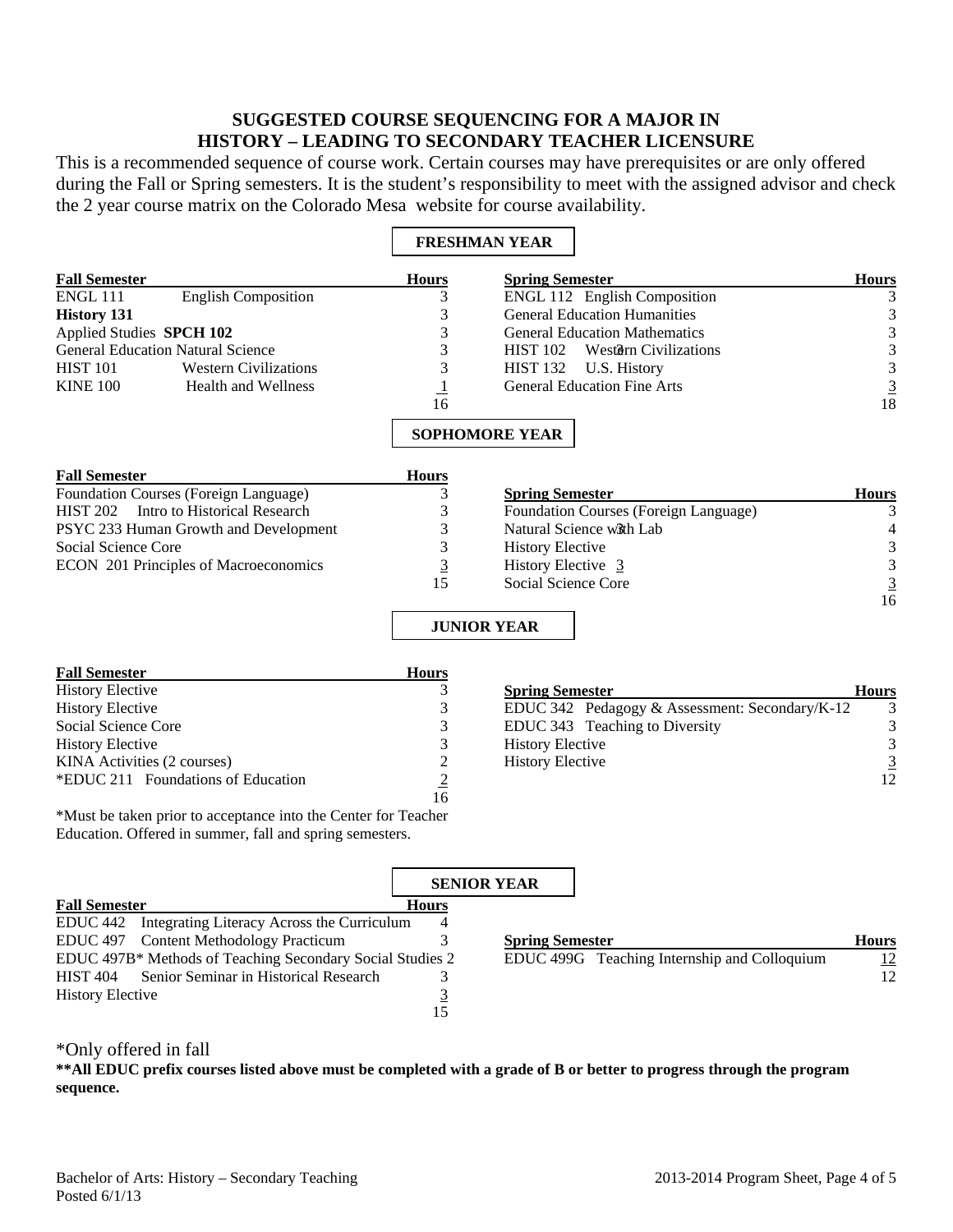# SUGGESTED COURSE SEQUENCING FOR A MAJOR IN HISTORY – LEADING TO SECONDARY TEACHER LICENSURE

This is a recommended sequence of course work. Certain courses may have prerequisites or are only offered during the Fall or Spring semesters. It is the student's responsibility to meet with the assigned advisor and check the 2 year course matrix on the Colorado Mesa website for course availability.

## FRESHMAN YEAR

| Fall Semester | Hours | Spring Semester | Hours |
|---|---|---|---|
| ENGL 111 English Composition | 3 | ENGL 112 English Composition | 3 |
| **History 131** | 3 | General Education Humanities | 3 |
| Applied Studies **SPCH 102** | 3 | General Education Mathematics | 3 |
| General Education Natural Science | 3 | HIST 102 Western Civilizations | 3 |
| HIST 101 Western Civilizations | 3 | HIST 132 U.S. History | 3 |
| KINE 100 Health and Wellness | 1 | General Education Fine Arts | 3 |
| | 16 | | 18 |

## SOPHOMORE YEAR

| Fall Semester | Hours | Spring Semester | Hours |
|---|---|---|---|
| Foundation Courses (Foreign Language) | 3 | Foundation Courses (Foreign Language) | 3 |
| HIST 202 Intro to Historical Research | 3 | Natural Science with Lab | 4 |
| PSYC 233 Human Growth and Development | 3 | History Elective | 3 |
| Social Science Core | 3 | History Elective | 3 |
| ECON 201 Principles of Macroeconomics | 3 | Social Science Core | 3 |
| | 15 | | 16 |

## JUNIOR YEAR

| Fall Semester | Hours | Spring Semester | Hours |
|---|---|---|---|
| History Elective | 3 | EDUC 342 Pedagogy & Assessment: Secondary/K-12 | 3 |
| History Elective | 3 | EDUC 343 Teaching to Diversity | 3 |
| Social Science Core | 3 | History Elective | 3 |
| History Elective | 3 | History Elective | 3 |
| KINA Activities (2 courses) | 2 | | 12 |
| *EDUC 211 Foundations of Education | 2 | | |
| | 16 | | |

*Must be taken prior to acceptance into the Center for Teacher Education. Offered in summer, fall and spring semesters.

## SENIOR YEAR

| Fall Semester | Hours | Spring Semester | Hours |
|---|---|---|---|
| EDUC 442 Integrating Literacy Across the Curriculum | 4 | EDUC 499G Teaching Internship and Colloquium | 12 |
| EDUC 497 Content Methodology Practicum | 3 | | 12 |
| EDUC 497B* Methods of Teaching Secondary Social Studies | 2 | | |
| HIST 404 Senior Seminar in Historical Research | 3 | | |
| History Elective | 3 | | |
| | 15 | | |

*Only offered in fall

****All EDUC prefix courses listed above must be completed with a grade of B or better to progress through the program sequence.**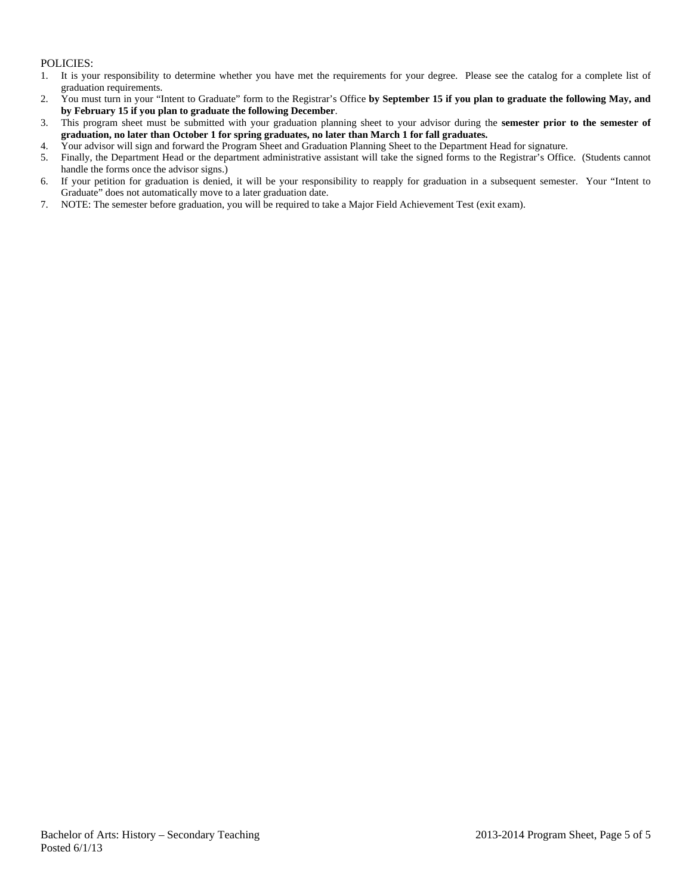POLICIES:

1. It is your responsibility to determine whether you have met the requirements for your degree. Please see the catalog for a complete list of graduation requirements.
2. You must turn in your "Intent to Graduate" form to the Registrar's Office **by September 15 if you plan to graduate the following May, and by February 15 if you plan to graduate the following December**.
3. This program sheet must be submitted with your graduation planning sheet to your advisor during the **semester prior to the semester of graduation, no later than October 1 for spring graduates, no later than March 1 for fall graduates.**
4. Your advisor will sign and forward the Program Sheet and Graduation Planning Sheet to the Department Head for signature.
5. Finally, the Department Head or the department administrative assistant will take the signed forms to the Registrar's Office. (Students cannot handle the forms once the advisor signs.)
6. If your petition for graduation is denied, it will be your responsibility to reapply for graduation in a subsequent semester. Your "Intent to Graduate" does not automatically move to a later graduation date.
7. NOTE: The semester before graduation, you will be required to take a Major Field Achievement Test (exit exam).